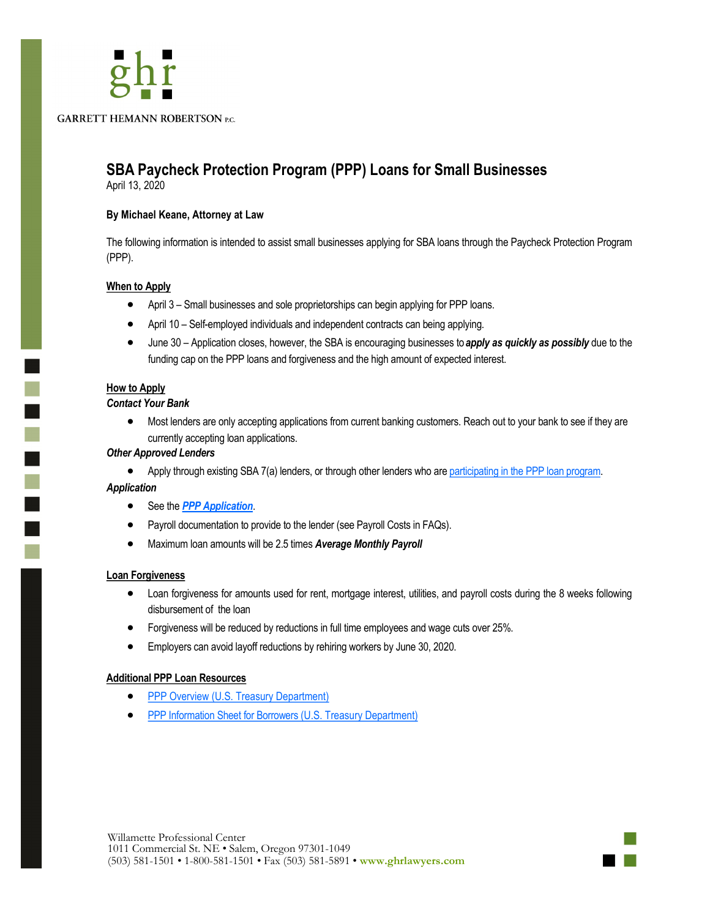ghr

GARRETT HEMANN ROBERTSON P.C.

# SBA Paycheck Protection Program (PPP) Loans for Small Businesses

April 13, 2020

**By Michael Keane, Attorney at Law**

The following information is intended to assist small businesses applying for SBA loans through the Paycheck Protection Program (PPP).

## When to Apply

- April 3 – Small businesses and sole proprietorships can begin applying for PPP loans.
- April 10 – Self-employed individuals and independent contracts can being applying.
- June 30 – Application closes, however, the SBA is encouraging businesses to ***apply as quickly as possibly*** due to the funding cap on the PPP loans and forgiveness and the high amount of expected interest.

## How to Apply

***Contact Your Bank***

- Most lenders are only accepting applications from current banking customers. Reach out to your bank to see if they are currently accepting loan applications.

***Other Approved Lenders***

- Apply through existing SBA 7(a) lenders, or through other lenders who are participating in the PPP loan program.

***Application***

- See the ***PPP Application***.
- Payroll documentation to provide to the lender (see Payroll Costs in FAQs).
- Maximum loan amounts will be 2.5 times ***Average Monthly Payroll***

## Loan Forgiveness

- Loan forgiveness for amounts used for rent, mortgage interest, utilities, and payroll costs during the 8 weeks following disbursement of the loan
- Forgiveness will be reduced by reductions in full time employees and wage cuts over 25%.
- Employers can avoid layoff reductions by rehiring workers by June 30, 2020.

## Additional PPP Loan Resources

- PPP Overview (U.S. Treasury Department)
- PPP Information Sheet for Borrowers (U.S. Treasury Department)

Willamette Professional Center
1011 Commercial St. NE • Salem, Oregon 97301-1049
(503) 581-1501 • 1-800-581-1501 • Fax (503) 581-5891 • www.ghrlawyers.com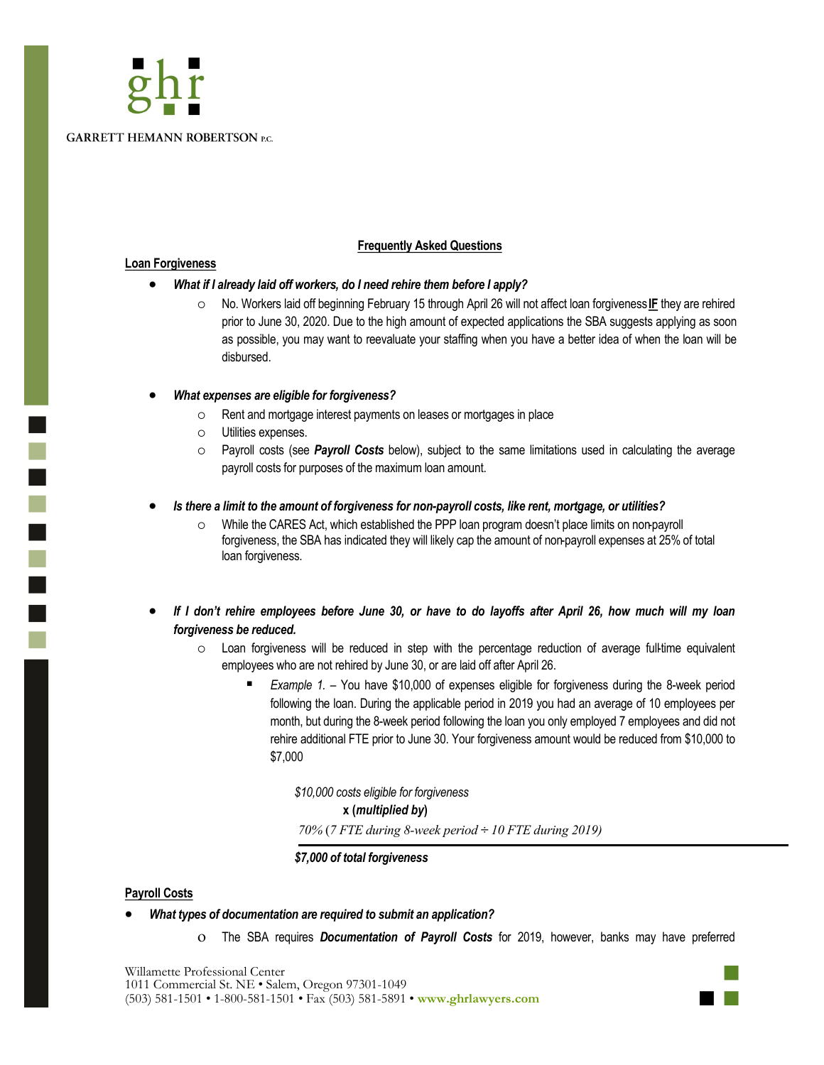**Frequently Asked Questions**

**Loan Forgiveness**

- ***What if I already laid off workers, do I need rehire them before I apply?***
  - No. Workers laid off beginning February 15 through April 26 will not affect loan forgiveness **IF** they are rehired prior to June 30, 2020. Due to the high amount of expected applications the SBA suggests applying as soon as possible, you may want to reevaluate your staffing when you have a better idea of when the loan will be disbursed.

- ***What expenses are eligible for forgiveness?***
  - Rent and mortgage interest payments on leases or mortgages in place
  - Utilities expenses.
  - Payroll costs (see ***Payroll Costs*** below), subject to the same limitations used in calculating the average payroll costs for purposes of the maximum loan amount.

- ***Is there a limit to the amount of forgiveness for non-payroll costs, like rent, mortgage, or utilities?***
  - While the CARES Act, which established the PPP loan program doesn't place limits on non-payroll forgiveness, the SBA has indicated they will likely cap the amount of non-payroll expenses at 25% of total loan forgiveness.

- ***If I don't rehire employees before June 30, or have to do layoffs after April 26, how much will my loan forgiveness be reduced.***
  - Loan forgiveness will be reduced in step with the percentage reduction of average full-time equivalent employees who are not rehired by June 30, or are laid off after April 26.
    - *Example 1.* – You have $10,000 of expenses eligible for forgiveness during the 8-week period following the loan. During the applicable period in 2019 you had an average of 10 employees per month, but during the 8-week period following the loan you only employed 7 employees and did not rehire additional FTE prior to June 30. Your forgiveness amount would be reduced from $10,000 to $7,000

      *$10,000 costs eligible for forgiveness*

      **x (*multiplied by*)**

      *70% (7 FTE during 8-week period ÷ 10 FTE during 2019)*

      ***$7,000 of total forgiveness***

**Payroll Costs**

- ***What types of documentation are required to submit an application?***
  - The SBA requires ***Documentation of Payroll Costs*** for 2019, however, banks may have preferred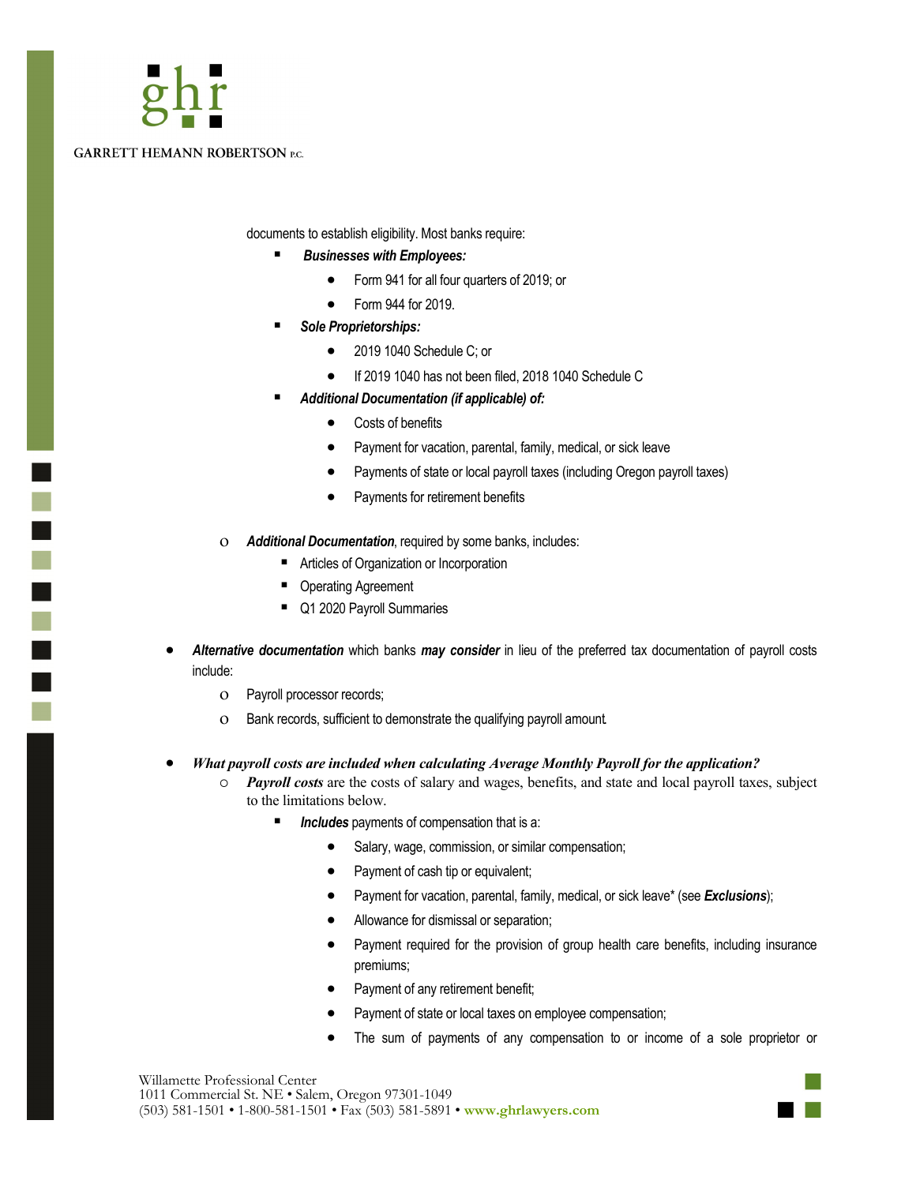documents to establish eligibility. Most banks require:

    - ***Businesses with Employees:***
        - Form 941 for all four quarters of 2019; or
        - Form 944 for 2019.
    - ***Sole Proprietorships:***
        - 2019 1040 Schedule C; or
        - If 2019 1040 has not been filed, 2018 1040 Schedule C
    - ***Additional Documentation (if applicable) of:***
        - Costs of benefits
        - Payment for vacation, parental, family, medical, or sick leave
        - Payments of state or local payroll taxes (including Oregon payroll taxes)
        - Payments for retirement benefits

  - ***Additional Documentation***, required by some banks, includes:
    - Articles of Organization or Incorporation
    - Operating Agreement
    - Q1 2020 Payroll Summaries

- ***Alternative documentation*** which banks ***may consider*** in lieu of the preferred tax documentation of payroll costs include:
  - Payroll processor records;
  - Bank records, sufficient to demonstrate the qualifying payroll amount.

- ***What payroll costs are included when calculating Average Monthly Payroll for the application?***
  - ***Payroll costs*** are the costs of salary and wages, benefits, and state and local payroll taxes, subject to the limitations below.
    - ***Includes*** payments of compensation that is a:
        - Salary, wage, commission, or similar compensation;
        - Payment of cash tip or equivalent;
        - Payment for vacation, parental, family, medical, or sick leave* (see ***Exclusions***);
        - Allowance for dismissal or separation;
        - Payment required for the provision of group health care benefits, including insurance premiums;
        - Payment of any retirement benefit;
        - Payment of state or local taxes on employee compensation;
        - The sum of payments of any compensation to or income of a sole proprietor or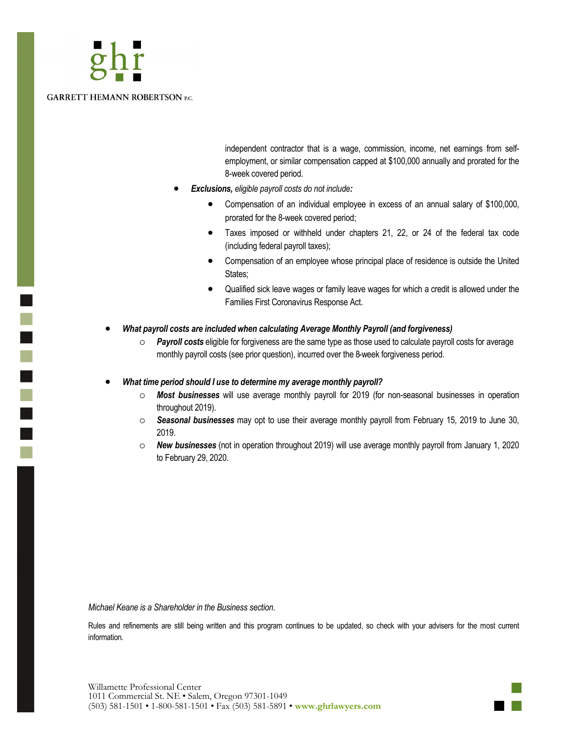independent contractor that is a wage, commission, income, net earnings from self-employment, or similar compensation capped at $100,000 annually and prorated for the 8-week covered period.

- ***Exclusions,*** *eligible payroll costs do not include:*
  - Compensation of an individual employee in excess of an annual salary of $100,000, prorated for the 8-week covered period;
  - Taxes imposed or withheld under chapters 21, 22, or 24 of the federal tax code (including federal payroll taxes);
  - Compensation of an employee whose principal place of residence is outside the United States;
  - Qualified sick leave wages or family leave wages for which a credit is allowed under the Families First Coronavirus Response Act.

- ***What payroll costs are included when calculating Average Monthly Payroll (and forgiveness)***
  - ***Payroll costs*** eligible for forgiveness are the same type as those used to calculate payroll costs for average monthly payroll costs (see prior question), incurred over the 8-week forgiveness period.

- ***What time period should I use to determine my average monthly payroll?***
  - ***Most businesses*** will use average monthly payroll for 2019 (for non-seasonal businesses in operation throughout 2019).
  - ***Seasonal businesses*** may opt to use their average monthly payroll from February 15, 2019 to June 30, 2019.
  - ***New businesses*** (not in operation throughout 2019) will use average monthly payroll from January 1, 2020 to February 29, 2020.

*Michael Keane is a Shareholder in the Business section.*

Rules and refinements are still being written and this program continues to be updated, so check with your advisers for the most current information.